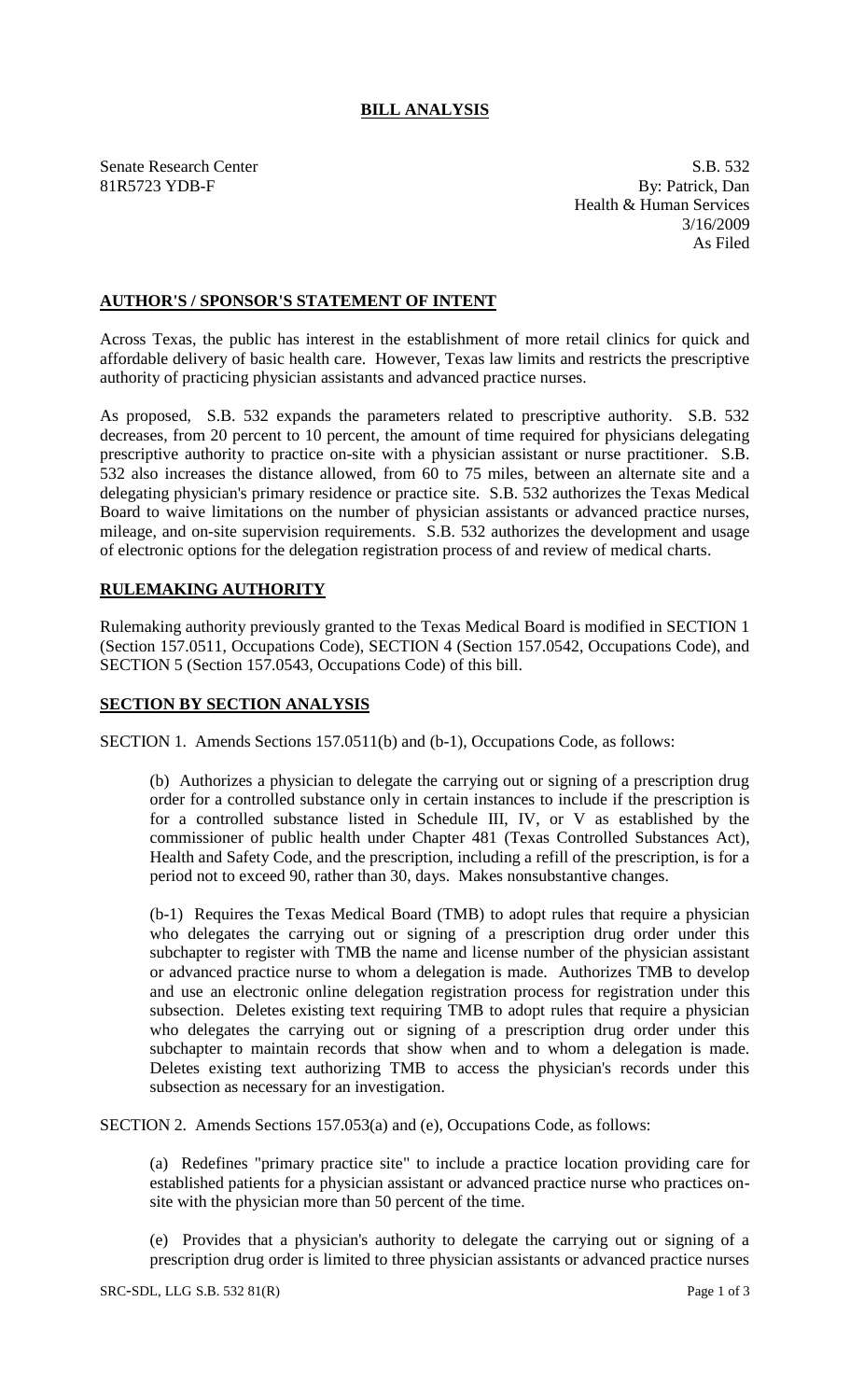# BILL ANALYSIS

Senate Research Center
81R5723 YDB-F

S.B. 532
By: Patrick, Dan
Health & Human Services
3/16/2009
As Filed

## AUTHOR'S / SPONSOR'S STATEMENT OF INTENT

Across Texas, the public has interest in the establishment of more retail clinics for quick and affordable delivery of basic health care. However, Texas law limits and restricts the prescriptive authority of practicing physician assistants and advanced practice nurses.

As proposed, S.B. 532 expands the parameters related to prescriptive authority. S.B. 532 decreases, from 20 percent to 10 percent, the amount of time required for physicians delegating prescriptive authority to practice on-site with a physician assistant or nurse practitioner. S.B. 532 also increases the distance allowed, from 60 to 75 miles, between an alternate site and a delegating physician's primary residence or practice site. S.B. 532 authorizes the Texas Medical Board to waive limitations on the number of physician assistants or advanced practice nurses, mileage, and on-site supervision requirements. S.B. 532 authorizes the development and usage of electronic options for the delegation registration process of and review of medical charts.

## RULEMAKING AUTHORITY

Rulemaking authority previously granted to the Texas Medical Board is modified in SECTION 1 (Section 157.0511, Occupations Code), SECTION 4 (Section 157.0542, Occupations Code), and SECTION 5 (Section 157.0543, Occupations Code) of this bill.

## SECTION BY SECTION ANALYSIS

SECTION 1. Amends Sections 157.0511(b) and (b-1), Occupations Code, as follows:

(b) Authorizes a physician to delegate the carrying out or signing of a prescription drug order for a controlled substance only in certain instances to include if the prescription is for a controlled substance listed in Schedule III, IV, or V as established by the commissioner of public health under Chapter 481 (Texas Controlled Substances Act), Health and Safety Code, and the prescription, including a refill of the prescription, is for a period not to exceed 90, rather than 30, days. Makes nonsubstantive changes.

(b-1) Requires the Texas Medical Board (TMB) to adopt rules that require a physician who delegates the carrying out or signing of a prescription drug order under this subchapter to register with TMB the name and license number of the physician assistant or advanced practice nurse to whom a delegation is made. Authorizes TMB to develop and use an electronic online delegation registration process for registration under this subsection. Deletes existing text requiring TMB to adopt rules that require a physician who delegates the carrying out or signing of a prescription drug order under this subchapter to maintain records that show when and to whom a delegation is made. Deletes existing text authorizing TMB to access the physician's records under this subsection as necessary for an investigation.

SECTION 2. Amends Sections 157.053(a) and (e), Occupations Code, as follows:

(a) Redefines "primary practice site" to include a practice location providing care for established patients for a physician assistant or advanced practice nurse who practices on-site with the physician more than 50 percent of the time.

(e) Provides that a physician's authority to delegate the carrying out or signing of a prescription drug order is limited to three physician assistants or advanced practice nurses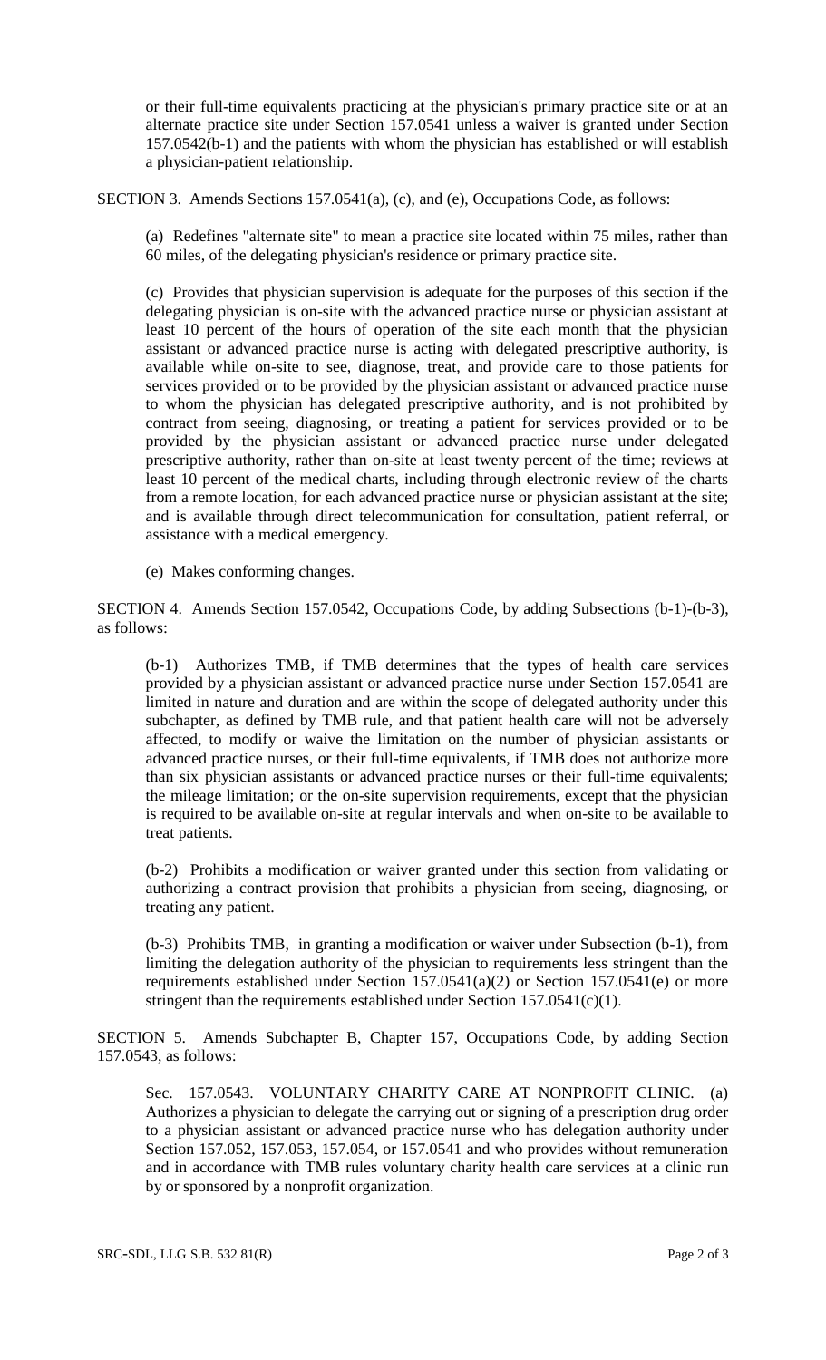or their full-time equivalents practicing at the physician's primary practice site or at an alternate practice site under Section 157.0541 unless a waiver is granted under Section 157.0542(b-1) and the patients with whom the physician has established or will establish a physician-patient relationship.

SECTION 3. Amends Sections 157.0541(a), (c), and (e), Occupations Code, as follows:

(a) Redefines "alternate site" to mean a practice site located within 75 miles, rather than 60 miles, of the delegating physician's residence or primary practice site.

(c) Provides that physician supervision is adequate for the purposes of this section if the delegating physician is on-site with the advanced practice nurse or physician assistant at least 10 percent of the hours of operation of the site each month that the physician assistant or advanced practice nurse is acting with delegated prescriptive authority, is available while on-site to see, diagnose, treat, and provide care to those patients for services provided or to be provided by the physician assistant or advanced practice nurse to whom the physician has delegated prescriptive authority, and is not prohibited by contract from seeing, diagnosing, or treating a patient for services provided or to be provided by the physician assistant or advanced practice nurse under delegated prescriptive authority, rather than on-site at least twenty percent of the time; reviews at least 10 percent of the medical charts, including through electronic review of the charts from a remote location, for each advanced practice nurse or physician assistant at the site; and is available through direct telecommunication for consultation, patient referral, or assistance with a medical emergency.

(e) Makes conforming changes.

SECTION 4. Amends Section 157.0542, Occupations Code, by adding Subsections (b-1)-(b-3), as follows:

(b-1) Authorizes TMB, if TMB determines that the types of health care services provided by a physician assistant or advanced practice nurse under Section 157.0541 are limited in nature and duration and are within the scope of delegated authority under this subchapter, as defined by TMB rule, and that patient health care will not be adversely affected, to modify or waive the limitation on the number of physician assistants or advanced practice nurses, or their full-time equivalents, if TMB does not authorize more than six physician assistants or advanced practice nurses or their full-time equivalents; the mileage limitation; or the on-site supervision requirements, except that the physician is required to be available on-site at regular intervals and when on-site to be available to treat patients.

(b-2) Prohibits a modification or waiver granted under this section from validating or authorizing a contract provision that prohibits a physician from seeing, diagnosing, or treating any patient.

(b-3) Prohibits TMB, in granting a modification or waiver under Subsection (b-1), from limiting the delegation authority of the physician to requirements less stringent than the requirements established under Section 157.0541(a)(2) or Section 157.0541(e) or more stringent than the requirements established under Section 157.0541(c)(1).

SECTION 5. Amends Subchapter B, Chapter 157, Occupations Code, by adding Section 157.0543, as follows:

Sec. 157.0543. VOLUNTARY CHARITY CARE AT NONPROFIT CLINIC. (a) Authorizes a physician to delegate the carrying out or signing of a prescription drug order to a physician assistant or advanced practice nurse who has delegation authority under Section 157.052, 157.053, 157.054, or 157.0541 and who provides without remuneration and in accordance with TMB rules voluntary charity health care services at a clinic run by or sponsored by a nonprofit organization.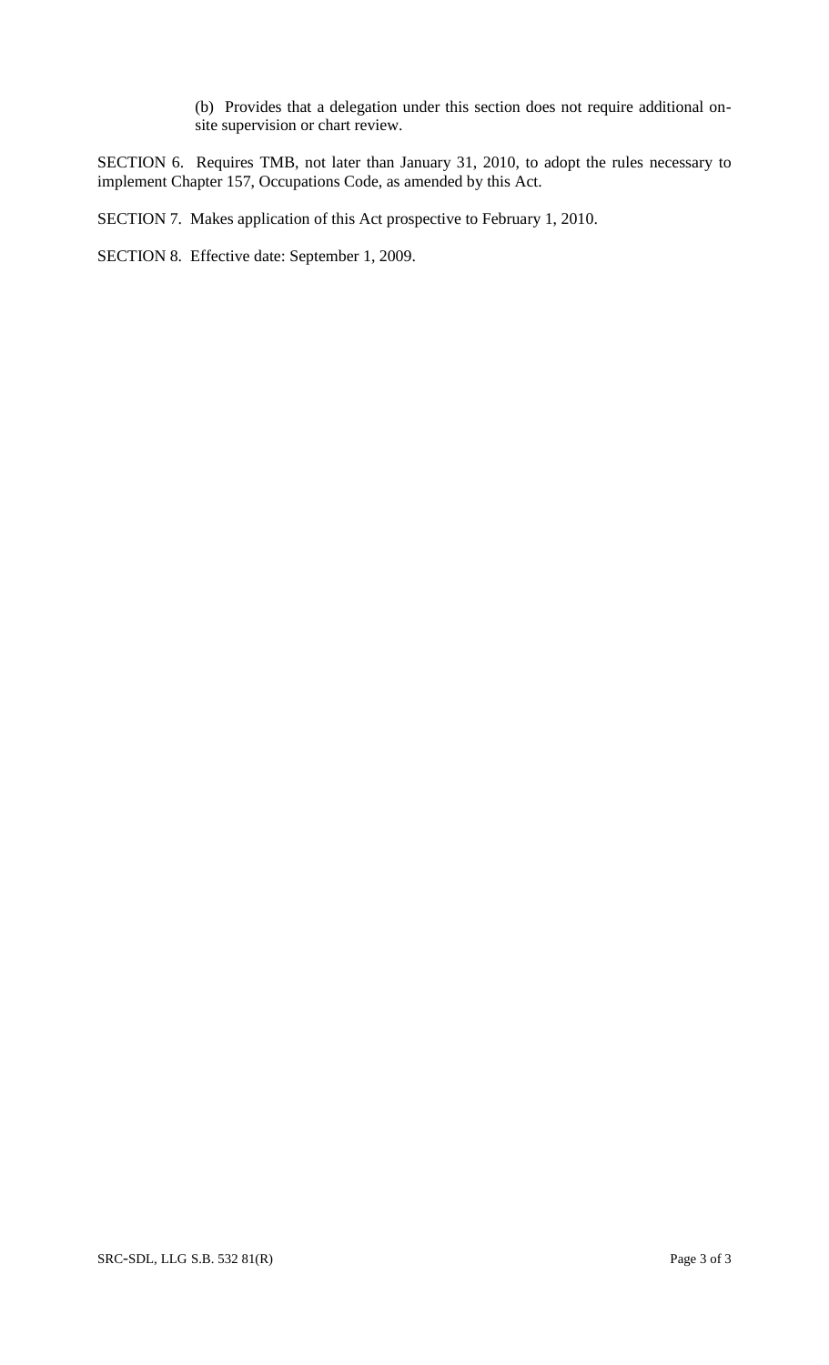(b) Provides that a delegation under this section does not require additional on-site supervision or chart review.

SECTION 6. Requires TMB, not later than January 31, 2010, to adopt the rules necessary to implement Chapter 157, Occupations Code, as amended by this Act.

SECTION 7. Makes application of this Act prospective to February 1, 2010.

SECTION 8. Effective date: September 1, 2009.